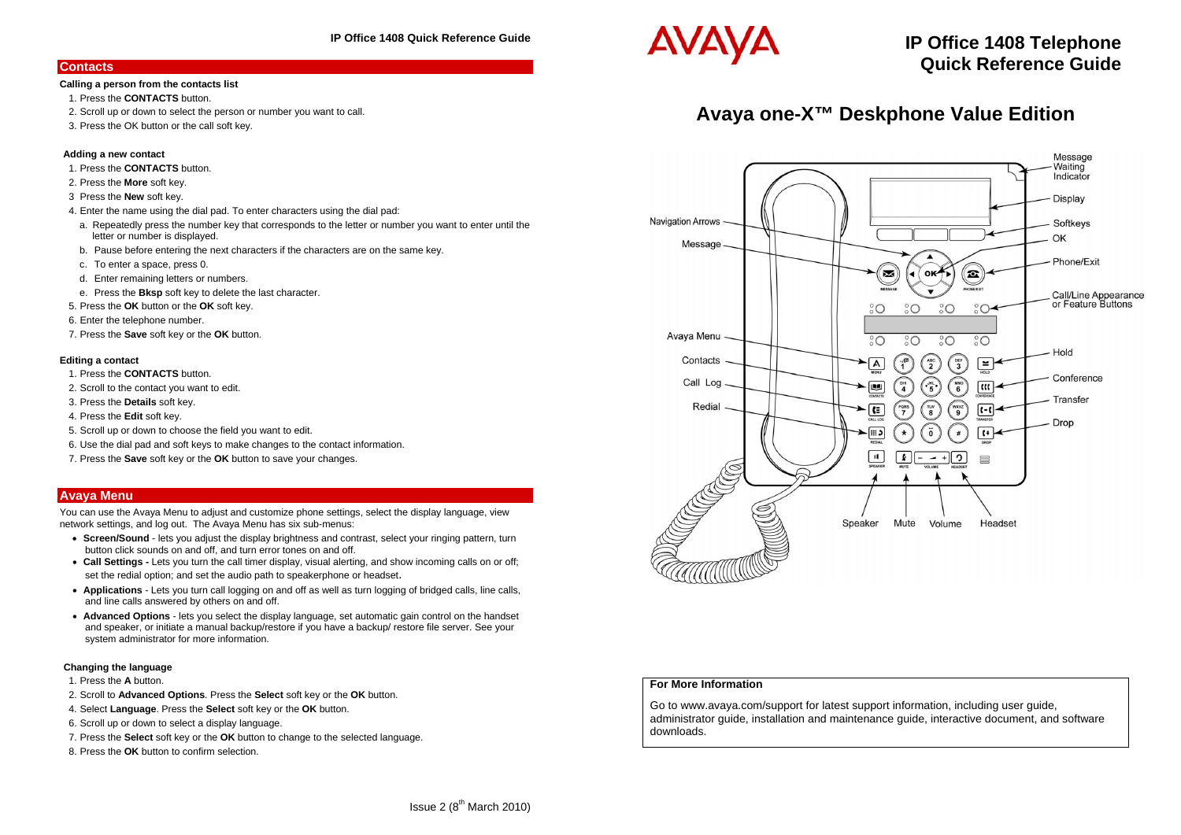## Contacts

**Calling a person from the contacts list**

1. Press the **CONTACTS** button.
2. Scroll up or down to select the person or number you want to call.
3. Press the OK button or the call soft key.

**Adding a new contact**

1. Press the **CONTACTS** button.
2. Press the **More** soft key.
3. Press the **New** soft key.
4. Enter the name using the dial pad. To enter characters using the dial pad:
   a. Repeatedly press the number key that corresponds to the letter or number you want to enter until the letter or number is displayed.
   b. Pause before entering the next characters if the characters are on the same key.
   c. To enter a space, press 0.
   d. Enter remaining letters or numbers.
   e. Press the **Bksp** soft key to delete the last character.
5. Press the **OK** button or the **OK** soft key.
6. Enter the telephone number.
7. Press the **Save** soft key or the **OK** button.

**Editing a contact**

1. Press the **CONTACTS** button.
2. Scroll to the contact you want to edit.
3. Press the **Details** soft key.
4. Press the **Edit** soft key.
5. Scroll up or down to choose the field you want to edit.
6. Use the dial pad and soft keys to make changes to the contact information.
7. Press the **Save** soft key or the **OK** button to save your changes.

## Avaya Menu

You can use the Avaya Menu to adjust and customize phone settings, select the display language, view network settings, and log out. The Avaya Menu has six sub-menus:

- **Screen/Sound** - lets you adjust the display brightness and contrast, select your ringing pattern, turn button click sounds on and off, and turn error tones on and off.
- **Call Settings -** Lets you turn the call timer display, visual alerting, and show incoming calls on or off; set the redial option; and set the audio path to speakerphone or headset**.**
- **Applications** - Lets you turn call logging on and off as well as turn logging of bridged calls, line calls, and line calls answered by others on and off.
- **Advanced Options** - lets you select the display language, set automatic gain control on the handset and speaker, or initiate a manual backup/restore if you have a backup/ restore file server. See your system administrator for more information.

**Changing the language**

1. Press the **A** button.
2. Scroll to **Advanced Options**. Press the **Select** soft key or the **OK** button.
4. Select **Language**. Press the **Select** soft key or the **OK** button.
6. Scroll up or down to select a display language.
7. Press the **Select** soft key or the **OK** button to change to the selected language.
8. Press the **OK** button to confirm selection.

Issue 2 (8th March 2010)

AVAYA

# IP Office 1408 Telephone Quick Reference Guide

## Avaya one-X™ Deskphone Value Edition

Message Waiting Indicator
Display
Navigation Arrows
Softkeys
OK
Message
Phone/Exit
Call/Line Appearance or Feature Buttons
Avaya Menu
Hold
Contacts
Conference
Call Log
Transfer
Redial
Drop
Speaker
Mute
Volume
Headset

**For More Information**

Go to www.avaya.com/support for latest support information, including user guide, administrator guide, installation and maintenance guide, interactive document, and software downloads.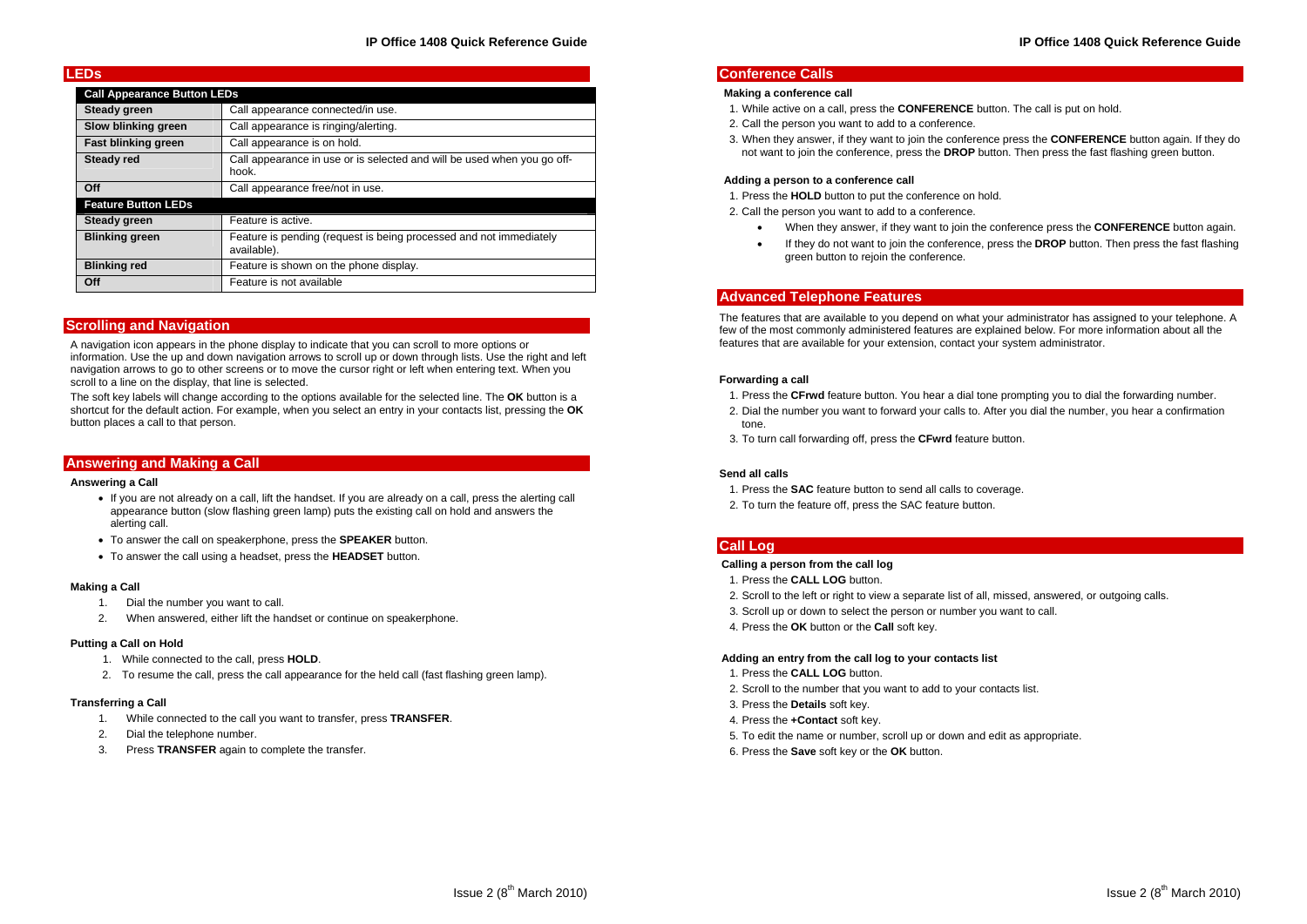## LEDs

| Call Appearance Button LEDs | |
|---|---|
| **Steady green** | Call appearance connected/in use. |
| **Slow blinking green** | Call appearance is ringing/alerting. |
| **Fast blinking green** | Call appearance is on hold. |
| **Steady red** | Call appearance in use or is selected and will be used when you go off-hook. |
| **Off** | Call appearance free/not in use. |
| **Feature Button LEDs** | |
| **Steady green** | Feature is active. |
| **Blinking green** | Feature is pending (request is being processed and not immediately available). |
| **Blinking red** | Feature is shown on the phone display. |
| **Off** | Feature is not available |

## Scrolling and Navigation

A navigation icon appears in the phone display to indicate that you can scroll to more options or information. Use the up and down navigation arrows to scroll up or down through lists. Use the right and left navigation arrows to go to other screens or to move the cursor right or left when entering text. When you scroll to a line on the display, that line is selected.

The soft key labels will change according to the options available for the selected line. The **OK** button is a shortcut for the default action. For example, when you select an entry in your contacts list, pressing the **OK** button places a call to that person.

## Answering and Making a Call

### Answering a Call

- If you are not already on a call, lift the handset. If you are already on a call, press the alerting call appearance button (slow flashing green lamp) puts the existing call on hold and answers the alerting call.
- To answer the call on speakerphone, press the **SPEAKER** button.
- To answer the call using a headset, press the **HEADSET** button.

### Making a Call

1. Dial the number you want to call.
2. When answered, either lift the handset or continue on speakerphone.

### Putting a Call on Hold

1. While connected to the call, press **HOLD**.
2. To resume the call, press the call appearance for the held call (fast flashing green lamp).

### Transferring a Call

1. While connected to the call you want to transfer, press **TRANSFER**.
2. Dial the telephone number.
3. Press **TRANSFER** again to complete the transfer.

## Conference Calls

### Making a conference call

1. While active on a call, press the **CONFERENCE** button. The call is put on hold.
2. Call the person you want to add to a conference.
3. When they answer, if they want to join the conference press the **CONFERENCE** button again. If they do not want to join the conference, press the **DROP** button. Then press the fast flashing green button.

### Adding a person to a conference call

1. Press the **HOLD** button to put the conference on hold.
2. Call the person you want to add to a conference.
   - When they answer, if they want to join the conference press the **CONFERENCE** button again.
   - If they do not want to join the conference, press the **DROP** button. Then press the fast flashing green button to rejoin the conference.

## Advanced Telephone Features

The features that are available to you depend on what your administrator has assigned to your telephone. A few of the most commonly administered features are explained below. For more information about all the features that are available for your extension, contact your system administrator.

### Forwarding a call

1. Press the **CFrwd** feature button. You hear a dial tone prompting you to dial the forwarding number.
2. Dial the number you want to forward your calls to. After you dial the number, you hear a confirmation tone.
3. To turn call forwarding off, press the **CFwrd** feature button.

### Send all calls

1. Press the **SAC** feature button to send all calls to coverage.
2. To turn the feature off, press the SAC feature button.

## Call Log

### Calling a person from the call log

1. Press the **CALL LOG** button.
2. Scroll to the left or right to view a separate list of all, missed, answered, or outgoing calls.
3. Scroll up or down to select the person or number you want to call.
4. Press the **OK** button or the **Call** soft key.

### Adding an entry from the call log to your contacts list

1. Press the **CALL LOG** button.
2. Scroll to the number that you want to add to your contacts list.
3. Press the **Details** soft key.
4. Press the **+Contact** soft key.
5. To edit the name or number, scroll up or down and edit as appropriate.
6. Press the **Save** soft key or the **OK** button.